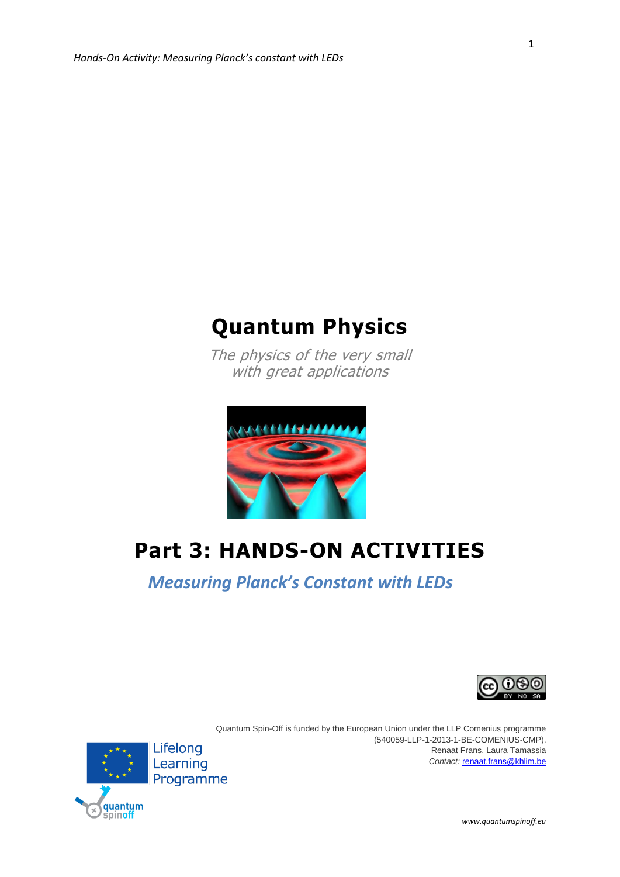# Quantum Physics

*The physics of the very small with great applications*

# Part 3: HANDS-ON ACTIVITIES

## *Measuring Planck's Constant with LEDs*

Quantum Spin-Off is funded by the European Union under the LLP Comenius programme (540059-LLP-1-2013-1-BE-COMENIUS-CMP).

Renaat Frans, Laura Tamassia

*Contact:* renaat.frans@khlim.be

Lifelong Learning Programme

quantum spinoff

*www.quantumspinoff.eu*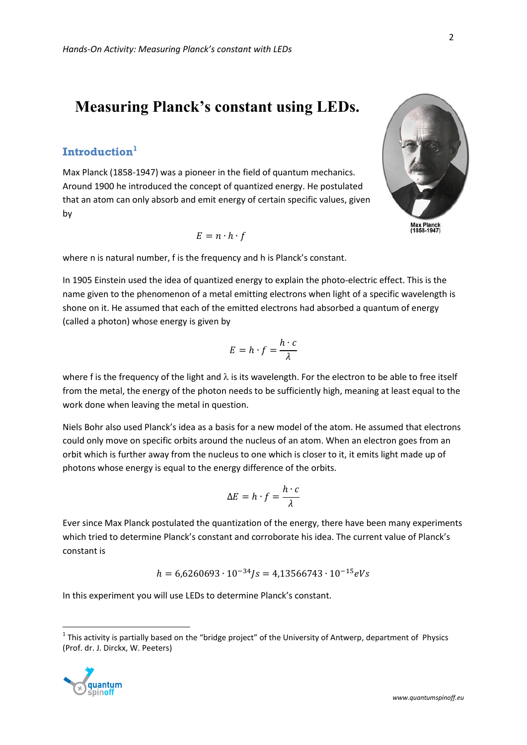# Measuring Planck's constant using LEDs.

## Introduction[1]

Max Planck (1858-1947) was a pioneer in the field of quantum mechanics. Around 1900 he introduced the concept of quantized energy. He postulated that an atom can only absorb and emit energy of certain specific values, given by

Max Planck (1858-1947)

$$E = n \cdot h \cdot f$$

where n is natural number, f is the frequency and h is Planck's constant.

In 1905 Einstein used the idea of quantized energy to explain the photo-electric effect. This is the name given to the phenomenon of a metal emitting electrons when light of a specific wavelength is shone on it. He assumed that each of the emitted electrons had absorbed a quantum of energy (called a photon) whose energy is given by

$$E = h \cdot f = \frac{h \cdot c}{\lambda}$$

where f is the frequency of the light and $\lambda$ is its wavelength. For the electron to be able to free itself from the metal, the energy of the photon needs to be sufficiently high, meaning at least equal to the work done when leaving the metal in question.

Niels Bohr also used Planck's idea as a basis for a new model of the atom. He assumed that electrons could only move on specific orbits around the nucleus of an atom. When an electron goes from an orbit which is further away from the nucleus to one which is closer to it, it emits light made up of photons whose energy is equal to the energy difference of the orbits.

$$\Delta E = h \cdot f = \frac{h \cdot c}{\lambda}$$

Ever since Max Planck postulated the quantization of the energy, there have been many experiments which tried to determine Planck's constant and corroborate his idea. The current value of Planck's constant is

$$h = 6{,}6260693 \cdot 10^{-34} Js = 4{,}13566743 \cdot 10^{-15} eVs$$

In this experiment you will use LEDs to determine Planck's constant.

[1] This activity is partially based on the "bridge project" of the University of Antwerp, department of Physics (Prof. dr. J. Dirckx, W. Peeters)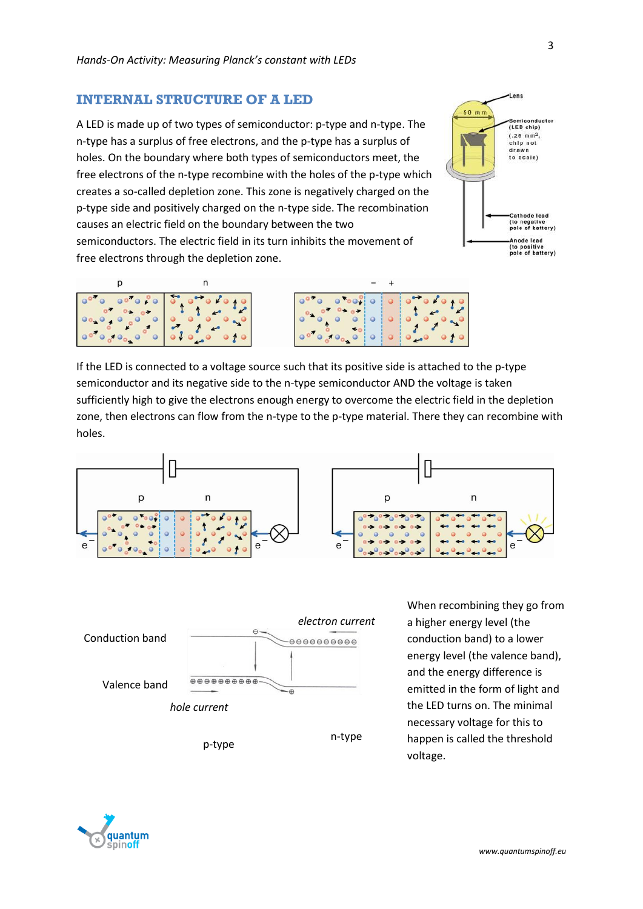## INTERNAL STRUCTURE OF A LED

A LED is made up of two types of semiconductor: p-type and n-type. The n-type has a surplus of free electrons, and the p-type has a surplus of holes. On the boundary where both types of semiconductors meet, the free electrons of the n-type recombine with the holes of the p-type which creates a so-called depletion zone. This zone is negatively charged on the p-type side and positively charged on the n-type side. The recombination causes an electric field on the boundary between the two semiconductors. The electric field in its turn inhibits the movement of free electrons through the depletion zone.

If the LED is connected to a voltage source such that its positive side is attached to the p-type semiconductor and its negative side to the n-type semiconductor AND the voltage is taken sufficiently high to give the electrons enough energy to overcome the electric field in the depletion zone, then electrons can flow from the n-type to the p-type material. There they can recombine with holes.

When recombining they go from a higher energy level (the conduction band) to a lower energy level (the valence band), and the energy difference is emitted in the form of light and the LED turns on. The minimal necessary voltage for this to happen is called the threshold voltage.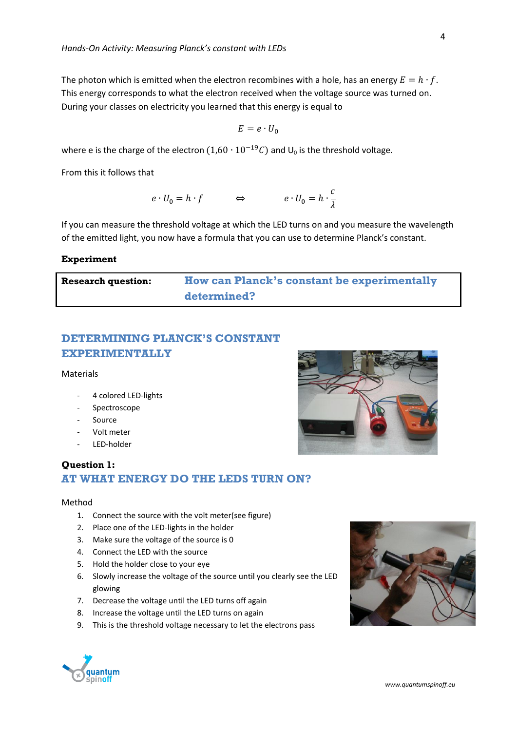The photon which is emitted when the electron recombines with a hole, has an energy $E = h \cdot f$. This energy corresponds to what the electron received when the voltage source was turned on. During your classes on electricity you learned that this energy is equal to

$$E = e \cdot U_0$$

where e is the charge of the electron $(1{,}60 \cdot 10^{-19} C)$ and $U_0$ is the threshold voltage.

From this it follows that

$$e \cdot U_0 = h \cdot f \qquad \Leftrightarrow \qquad e \cdot U_0 = h \cdot \frac{c}{\lambda}$$

If you can measure the threshold voltage at which the LED turns on and you measure the wavelength of the emitted light, you now have a formula that you can use to determine Planck's constant.

**Experiment**

| **Research question:** | **How can Planck's constant be experimentally determined?** |
|---|---|

## DETERMINING PLANCK'S CONSTANT EXPERIMENTALLY

Materials

- 4 colored LED-lights
- Spectroscope
- Source
- Volt meter
- LED-holder

**Question 1:**

## AT WHAT ENERGY DO THE LEDS TURN ON?

Method

1. Connect the source with the volt meter(see figure)
2. Place one of the LED-lights in the holder
3. Make sure the voltage of the source is 0
4. Connect the LED with the source
5. Hold the holder close to your eye
6. Slowly increase the voltage of the source until you clearly see the LED glowing
7. Decrease the voltage until the LED turns off again
8. Increase the voltage until the LED turns on again
9. This is the threshold voltage necessary to let the electrons pass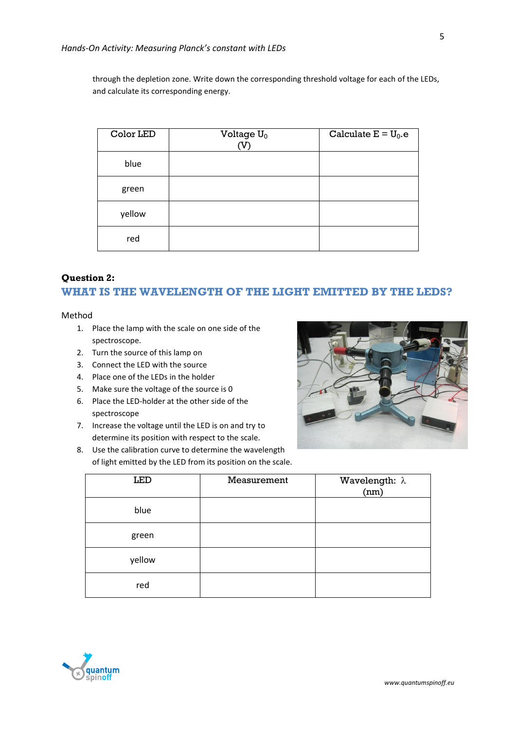through the depletion zone. Write down the corresponding threshold voltage for each of the LEDs, and calculate its corresponding energy.

| Color LED | Voltage $U_0$ (V) | Calculate $E = U_0.e$ |
|---|---|---|
| blue | | |
| green | | |
| yellow | | |
| red | | |

**Question 2:**

## WHAT IS THE WAVELENGTH OF THE LIGHT EMITTED BY THE LEDS?

Method

1. Place the lamp with the scale on one side of the spectroscope.
2. Turn the source of this lamp on
3. Connect the LED with the source
4. Place one of the LEDs in the holder
5. Make sure the voltage of the source is 0
6. Place the LED-holder at the other side of the spectroscope
7. Increase the voltage until the LED is on and try to determine its position with respect to the scale.
8. Use the calibration curve to determine the wavelength of light emitted by the LED from its position on the scale.

| LED | Measurement | Wavelength: $\lambda$ (nm) |
|---|---|---|
| blue | | |
| green | | |
| yellow | | |
| red | | |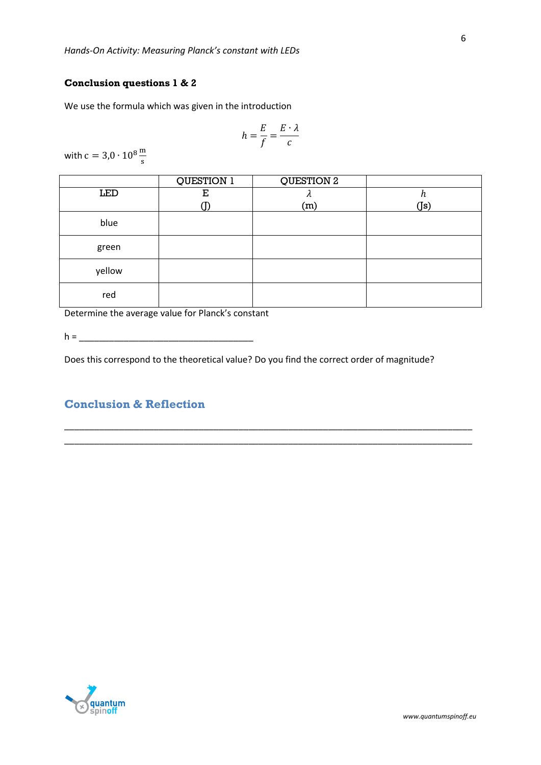### Conclusion questions 1 & 2

We use the formula which was given in the introduction

$$h = \frac{E}{f} = \frac{E \cdot \lambda}{c}$$

with $c = 3{,}0 \cdot 10^8 \frac{\mathrm{m}}{\mathrm{s}}$

| | QUESTION 1 | QUESTION 2 | |
|---|---|---|---|
| LED | E (J) | $\lambda$ (m) | $h$ (Js) |
| blue | | | |
| green | | | |
| yellow | | | |
| red | | | |

Determine the average value for Planck's constant

h = ____________________________________

Does this correspond to the theoretical value? Do you find the correct order of magnitude?

## Conclusion & Reflection

____________________________________________________________________________________

____________________________________________________________________________________